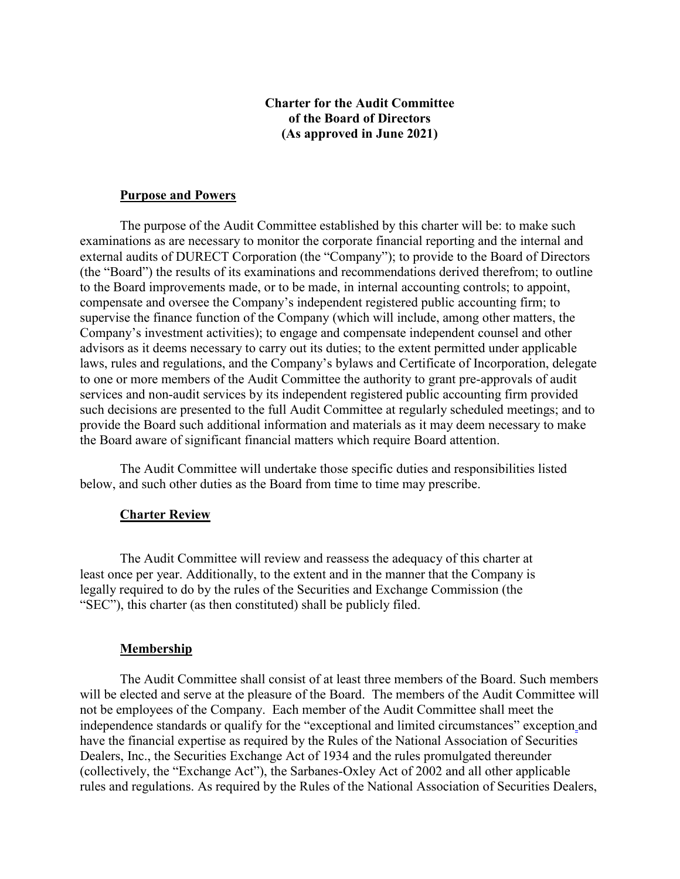# Charter for the Audit Committee of the Board of Directors (As approved in June 2021)

## Purpose and Powers

The purpose of the Audit Committee established by this charter will be: to make such examinations as are necessary to monitor the corporate financial reporting and the internal and external audits of DURECT Corporation (the "Company"); to provide to the Board of Directors (the "Board") the results of its examinations and recommendations derived therefrom; to outline to the Board improvements made, or to be made, in internal accounting controls; to appoint, compensate and oversee the Company's independent registered public accounting firm; to supervise the finance function of the Company (which will include, among other matters, the Company's investment activities); to engage and compensate independent counsel and other advisors as it deems necessary to carry out its duties; to the extent permitted under applicable laws, rules and regulations, and the Company's bylaws and Certificate of Incorporation, delegate to one or more members of the Audit Committee the authority to grant pre-approvals of audit services and non-audit services by its independent registered public accounting firm provided such decisions are presented to the full Audit Committee at regularly scheduled meetings; and to provide the Board such additional information and materials as it may deem necessary to make the Board aware of significant financial matters which require Board attention.

The Audit Committee will undertake those specific duties and responsibilities listed below, and such other duties as the Board from time to time may prescribe.

## Charter Review

The Audit Committee will review and reassess the adequacy of this charter at least once per year. Additionally, to the extent and in the manner that the Company is legally required to do by the rules of the Securities and Exchange Commission (the "SEC"), this charter (as then constituted) shall be publicly filed.

## Membership

The Audit Committee shall consist of at least three members of the Board. Such members will be elected and serve at the pleasure of the Board. The members of the Audit Committee will not be employees of the Company. Each member of the Audit Committee shall meet the independence standards or qualify for the "exceptional and limited circumstances" exception and have the financial expertise as required by the Rules of the National Association of Securities Dealers, Inc., the Securities Exchange Act of 1934 and the rules promulgated thereunder (collectively, the "Exchange Act"), the Sarbanes-Oxley Act of 2002 and all other applicable rules and regulations. As required by the Rules of the National Association of Securities Dealers,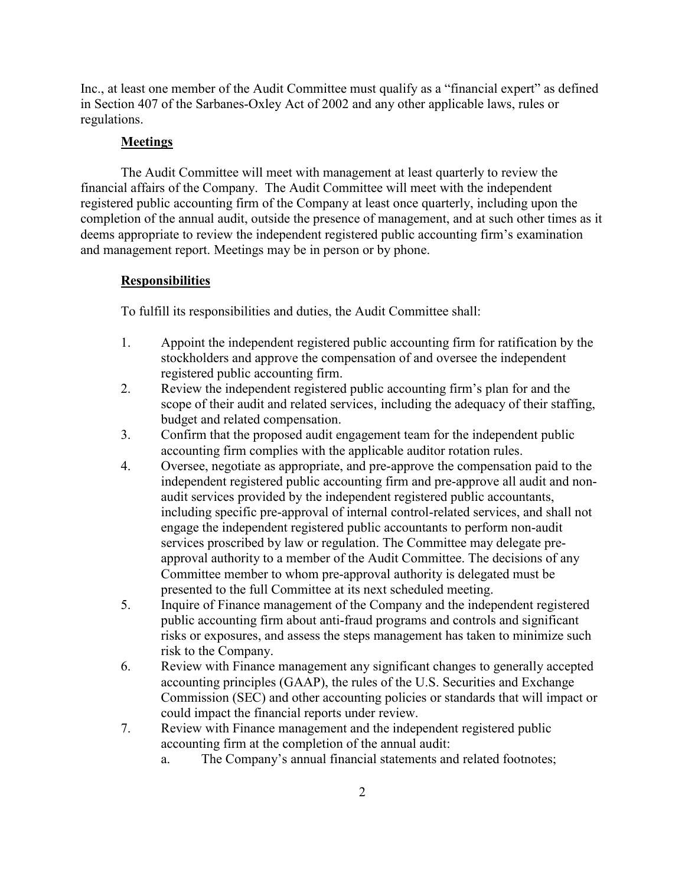Inc., at least one member of the Audit Committee must qualify as a "financial expert" as defined in Section 407 of the Sarbanes-Oxley Act of 2002 and any other applicable laws, rules or regulations.

## Meetings

The Audit Committee will meet with management at least quarterly to review the financial affairs of the Company. The Audit Committee will meet with the independent registered public accounting firm of the Company at least once quarterly, including upon the completion of the annual audit, outside the presence of management, and at such other times as it deems appropriate to review the independent registered public accounting firm's examination and management report. Meetings may be in person or by phone.

## Responsibilities

To fulfill its responsibilities and duties, the Audit Committee shall:

1. Appoint the independent registered public accounting firm for ratification by the stockholders and approve the compensation of and oversee the independent registered public accounting firm.
2. Review the independent registered public accounting firm's plan for and the scope of their audit and related services, including the adequacy of their staffing, budget and related compensation.
3. Confirm that the proposed audit engagement team for the independent public accounting firm complies with the applicable auditor rotation rules.
4. Oversee, negotiate as appropriate, and pre-approve the compensation paid to the independent registered public accounting firm and pre-approve all audit and non-audit services provided by the independent registered public accountants, including specific pre-approval of internal control-related services, and shall not engage the independent registered public accountants to perform non-audit services proscribed by law or regulation. The Committee may delegate pre-approval authority to a member of the Audit Committee. The decisions of any Committee member to whom pre-approval authority is delegated must be presented to the full Committee at its next scheduled meeting.
5. Inquire of Finance management of the Company and the independent registered public accounting firm about anti-fraud programs and controls and significant risks or exposures, and assess the steps management has taken to minimize such risk to the Company.
6. Review with Finance management any significant changes to generally accepted accounting principles (GAAP), the rules of the U.S. Securities and Exchange Commission (SEC) and other accounting policies or standards that will impact or could impact the financial reports under review.
7. Review with Finance management and the independent registered public accounting firm at the completion of the annual audit:
   a. The Company's annual financial statements and related footnotes;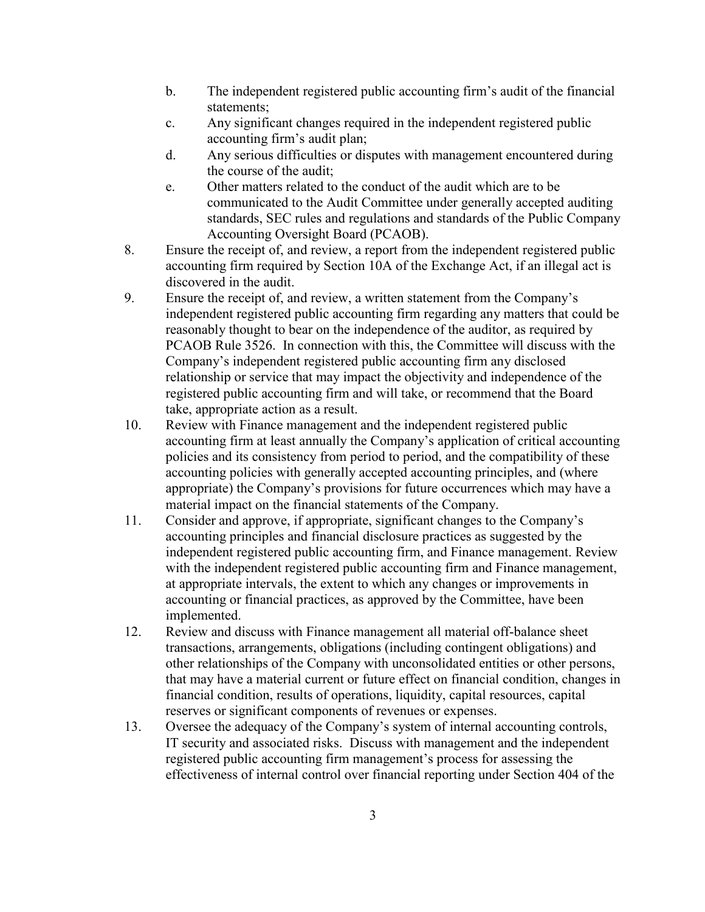b. The independent registered public accounting firm's audit of the financial statements;
   c. Any significant changes required in the independent registered public accounting firm's audit plan;
   d. Any serious difficulties or disputes with management encountered during the course of the audit;
   e. Other matters related to the conduct of the audit which are to be communicated to the Audit Committee under generally accepted auditing standards, SEC rules and regulations and standards of the Public Company Accounting Oversight Board (PCAOB).

8. Ensure the receipt of, and review, a report from the independent registered public accounting firm required by Section 10A of the Exchange Act, if an illegal act is discovered in the audit.
9. Ensure the receipt of, and review, a written statement from the Company's independent registered public accounting firm regarding any matters that could be reasonably thought to bear on the independence of the auditor, as required by PCAOB Rule 3526. In connection with this, the Committee will discuss with the Company's independent registered public accounting firm any disclosed relationship or service that may impact the objectivity and independence of the registered public accounting firm and will take, or recommend that the Board take, appropriate action as a result.
10. Review with Finance management and the independent registered public accounting firm at least annually the Company's application of critical accounting policies and its consistency from period to period, and the compatibility of these accounting policies with generally accepted accounting principles, and (where appropriate) the Company's provisions for future occurrences which may have a material impact on the financial statements of the Company.
11. Consider and approve, if appropriate, significant changes to the Company's accounting principles and financial disclosure practices as suggested by the independent registered public accounting firm, and Finance management. Review with the independent registered public accounting firm and Finance management, at appropriate intervals, the extent to which any changes or improvements in accounting or financial practices, as approved by the Committee, have been implemented.
12. Review and discuss with Finance management all material off-balance sheet transactions, arrangements, obligations (including contingent obligations) and other relationships of the Company with unconsolidated entities or other persons, that may have a material current or future effect on financial condition, changes in financial condition, results of operations, liquidity, capital resources, capital reserves or significant components of revenues or expenses.
13. Oversee the adequacy of the Company's system of internal accounting controls, IT security and associated risks. Discuss with management and the independent registered public accounting firm management's process for assessing the effectiveness of internal control over financial reporting under Section 404 of the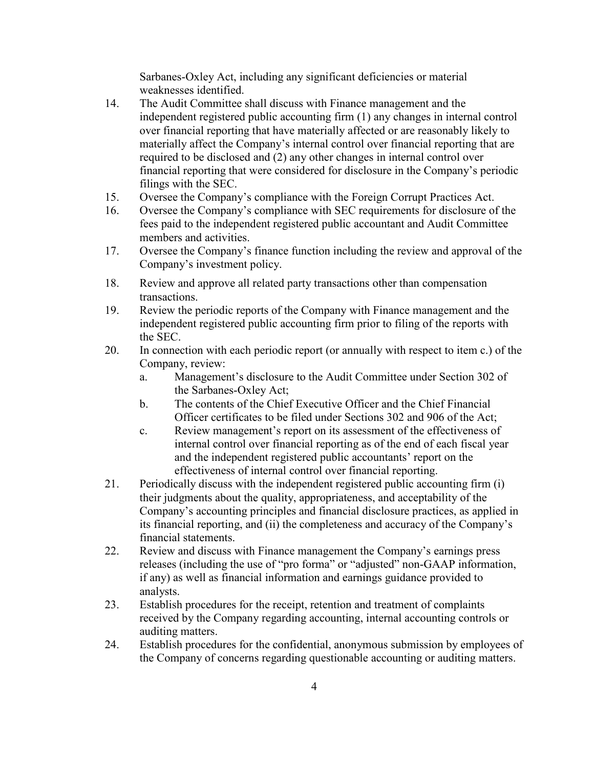Sarbanes-Oxley Act, including any significant deficiencies or material weaknesses identified.

14. The Audit Committee shall discuss with Finance management and the independent registered public accounting firm (1) any changes in internal control over financial reporting that have materially affected or are reasonably likely to materially affect the Company's internal control over financial reporting that are required to be disclosed and (2) any other changes in internal control over financial reporting that were considered for disclosure in the Company's periodic filings with the SEC.
15. Oversee the Company's compliance with the Foreign Corrupt Practices Act.
16. Oversee the Company's compliance with SEC requirements for disclosure of the fees paid to the independent registered public accountant and Audit Committee members and activities.
17. Oversee the Company's finance function including the review and approval of the Company's investment policy.
18. Review and approve all related party transactions other than compensation transactions.
19. Review the periodic reports of the Company with Finance management and the independent registered public accounting firm prior to filing of the reports with the SEC.
20. In connection with each periodic report (or annually with respect to item c.) of the Company, review:
    a. Management's disclosure to the Audit Committee under Section 302 of the Sarbanes-Oxley Act;
    b. The contents of the Chief Executive Officer and the Chief Financial Officer certificates to be filed under Sections 302 and 906 of the Act;
    c. Review management's report on its assessment of the effectiveness of internal control over financial reporting as of the end of each fiscal year and the independent registered public accountants' report on the effectiveness of internal control over financial reporting.
21. Periodically discuss with the independent registered public accounting firm (i) their judgments about the quality, appropriateness, and acceptability of the Company's accounting principles and financial disclosure practices, as applied in its financial reporting, and (ii) the completeness and accuracy of the Company's financial statements.
22. Review and discuss with Finance management the Company's earnings press releases (including the use of "pro forma" or "adjusted" non-GAAP information, if any) as well as financial information and earnings guidance provided to analysts.
23. Establish procedures for the receipt, retention and treatment of complaints received by the Company regarding accounting, internal accounting controls or auditing matters.
24. Establish procedures for the confidential, anonymous submission by employees of the Company of concerns regarding questionable accounting or auditing matters.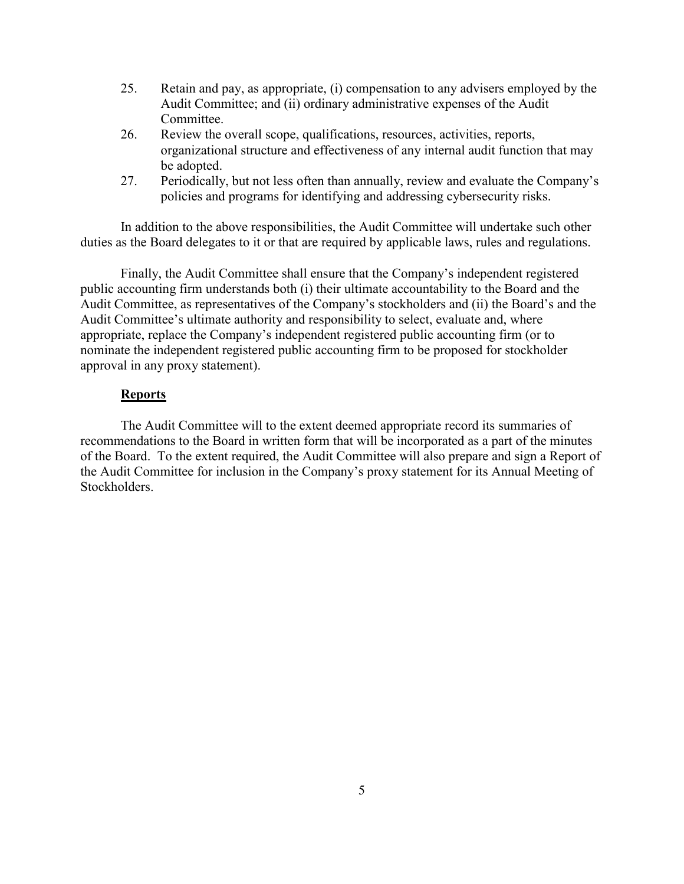25. Retain and pay, as appropriate, (i) compensation to any advisers employed by the Audit Committee; and (ii) ordinary administrative expenses of the Audit Committee.
26. Review the overall scope, qualifications, resources, activities, reports, organizational structure and effectiveness of any internal audit function that may be adopted.
27. Periodically, but not less often than annually, review and evaluate the Company's policies and programs for identifying and addressing cybersecurity risks.

In addition to the above responsibilities, the Audit Committee will undertake such other duties as the Board delegates to it or that are required by applicable laws, rules and regulations.

Finally, the Audit Committee shall ensure that the Company's independent registered public accounting firm understands both (i) their ultimate accountability to the Board and the Audit Committee, as representatives of the Company's stockholders and (ii) the Board's and the Audit Committee's ultimate authority and responsibility to select, evaluate and, where appropriate, replace the Company's independent registered public accounting firm (or to nominate the independent registered public accounting firm to be proposed for stockholder approval in any proxy statement).

## Reports

The Audit Committee will to the extent deemed appropriate record its summaries of recommendations to the Board in written form that will be incorporated as a part of the minutes of the Board. To the extent required, the Audit Committee will also prepare and sign a Report of the Audit Committee for inclusion in the Company's proxy statement for its Annual Meeting of Stockholders.